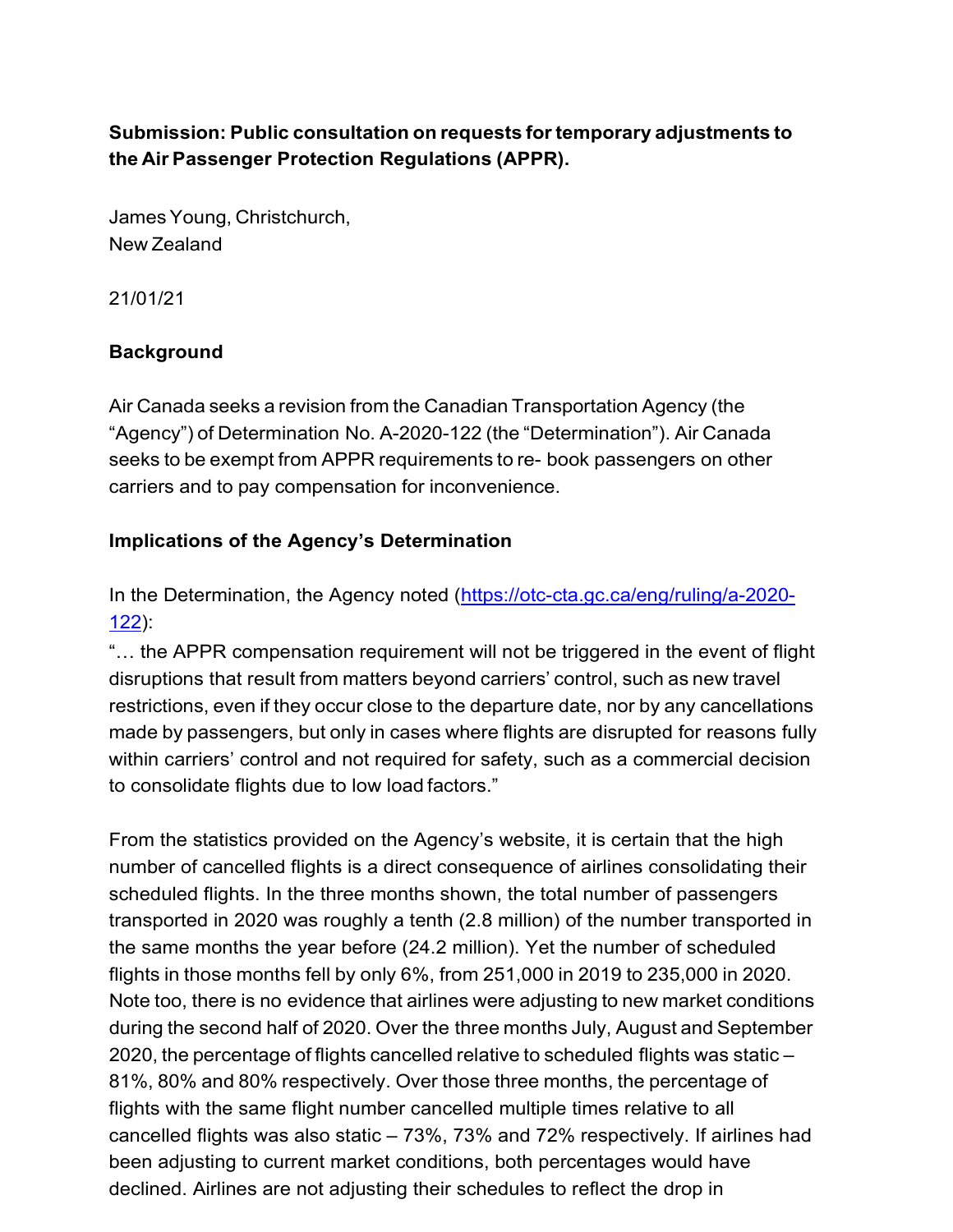**Submission: Public consultation on requests for temporary adjustments to the Air Passenger Protection Regulations (APPR).**

James Young, Christchurch,
New Zealand

21/01/21

**Background**

Air Canada seeks a revision from the Canadian Transportation Agency (the “Agency”) of Determination No. A-2020-122 (the “Determination”). Air Canada seeks to be exempt from APPR requirements to re- book passengers on other carriers and to pay compensation for inconvenience.

**Implications of the Agency’s Determination**

In the Determination, the Agency noted (https://otc-cta.gc.ca/eng/ruling/a-2020-122):
“… the APPR compensation requirement will not be triggered in the event of flight disruptions that result from matters beyond carriers’ control, such as new travel restrictions, even if they occur close to the departure date, nor by any cancellations made by passengers, but only in cases where flights are disrupted for reasons fully within carriers’ control and not required for safety, such as a commercial decision to consolidate flights due to low load factors.”

From the statistics provided on the Agency’s website, it is certain that the high number of cancelled flights is a direct consequence of airlines consolidating their scheduled flights. In the three months shown, the total number of passengers transported in 2020 was roughly a tenth (2.8 million) of the number transported in the same months the year before (24.2 million). Yet the number of scheduled flights in those months fell by only 6%, from 251,000 in 2019 to 235,000 in 2020. Note too, there is no evidence that airlines were adjusting to new market conditions during the second half of 2020. Over the three months July, August and September 2020, the percentage of flights cancelled relative to scheduled flights was static – 81%, 80% and 80% respectively. Over those three months, the percentage of flights with the same flight number cancelled multiple times relative to all cancelled flights was also static – 73%, 73% and 72% respectively. If airlines had been adjusting to current market conditions, both percentages would have declined. Airlines are not adjusting their schedules to reflect the drop in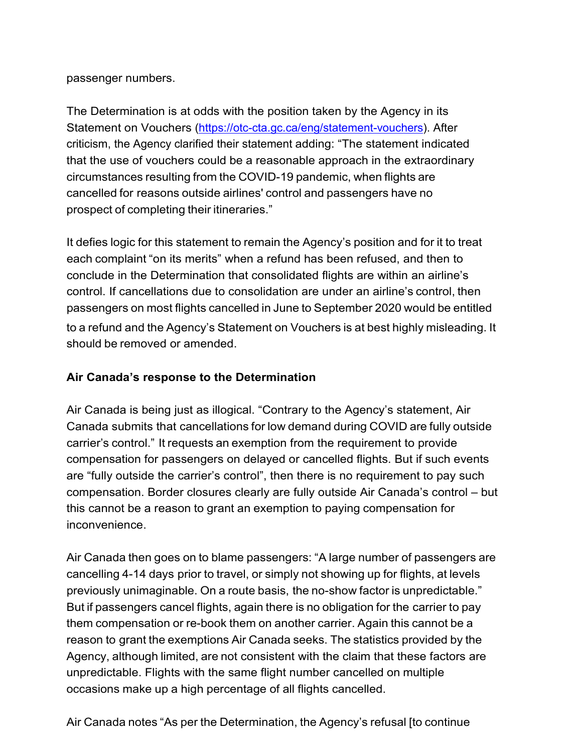passenger numbers.

The Determination is at odds with the position taken by the Agency in its Statement on Vouchers (https://otc-cta.gc.ca/eng/statement-vouchers). After criticism, the Agency clarified their statement adding: “The statement indicated that the use of vouchers could be a reasonable approach in the extraordinary circumstances resulting from the COVID-19 pandemic, when flights are cancelled for reasons outside airlines' control and passengers have no prospect of completing their itineraries.”

It defies logic for this statement to remain the Agency’s position and for it to treat each complaint “on its merits” when a refund has been refused, and then to conclude in the Determination that consolidated flights are within an airline’s control. If cancellations due to consolidation are under an airline’s control, then passengers on most flights cancelled in June to September 2020 would be entitled to a refund and the Agency’s Statement on Vouchers is at best highly misleading. It should be removed or amended.

**Air Canada’s response to the Determination**

Air Canada is being just as illogical. “Contrary to the Agency’s statement, Air Canada submits that cancellations for low demand during COVID are fully outside carrier’s control.” It requests an exemption from the requirement to provide compensation for passengers on delayed or cancelled flights. But if such events are “fully outside the carrier’s control”, then there is no requirement to pay such compensation. Border closures clearly are fully outside Air Canada’s control – but this cannot be a reason to grant an exemption to paying compensation for inconvenience.

Air Canada then goes on to blame passengers: “A large number of passengers are cancelling 4-14 days prior to travel, or simply not showing up for flights, at levels previously unimaginable. On a route basis, the no-show factor is unpredictable.” But if passengers cancel flights, again there is no obligation for the carrier to pay them compensation or re-book them on another carrier. Again this cannot be a reason to grant the exemptions Air Canada seeks. The statistics provided by the Agency, although limited, are not consistent with the claim that these factors are unpredictable. Flights with the same flight number cancelled on multiple occasions make up a high percentage of all flights cancelled.

Air Canada notes “As per the Determination, the Agency’s refusal [to continue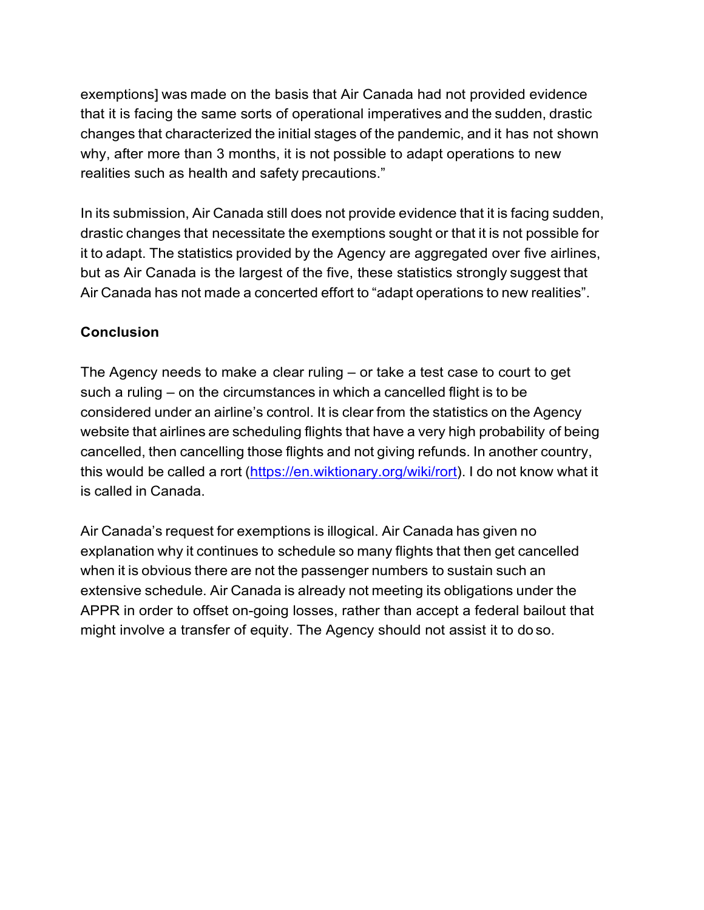exemptions] was made on the basis that Air Canada had not provided evidence that it is facing the same sorts of operational imperatives and the sudden, drastic changes that characterized the initial stages of the pandemic, and it has not shown why, after more than 3 months, it is not possible to adapt operations to new realities such as health and safety precautions."

In its submission, Air Canada still does not provide evidence that it is facing sudden, drastic changes that necessitate the exemptions sought or that it is not possible for it to adapt. The statistics provided by the Agency are aggregated over five airlines, but as Air Canada is the largest of the five, these statistics strongly suggest that Air Canada has not made a concerted effort to "adapt operations to new realities".

**Conclusion**

The Agency needs to make a clear ruling – or take a test case to court to get such a ruling – on the circumstances in which a cancelled flight is to be considered under an airline's control. It is clear from the statistics on the Agency website that airlines are scheduling flights that have a very high probability of being cancelled, then cancelling those flights and not giving refunds. In another country, this would be called a rort (https://en.wiktionary.org/wiki/rort). I do not know what it is called in Canada.

Air Canada's request for exemptions is illogical. Air Canada has given no explanation why it continues to schedule so many flights that then get cancelled when it is obvious there are not the passenger numbers to sustain such an extensive schedule. Air Canada is already not meeting its obligations under the APPR in order to offset on-going losses, rather than accept a federal bailout that might involve a transfer of equity. The Agency should not assist it to do so.